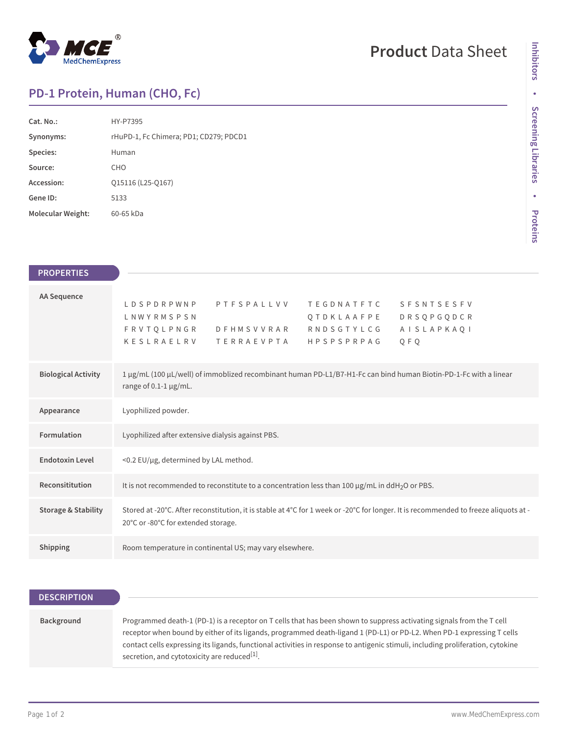MCE MedChemExpress

# Product Data Sheet

## PD-1 Protein, Human (CHO, Fc)

| | |
|---|---|
| **Cat. No.:** | HY-P7395 |
| **Synonyms:** | rHuPD-1, Fc Chimera; PD1; CD279; PDCD1 |
| **Species:** | Human |
| **Source:** | CHO |
| **Accession:** | Q15116 (L25-Q167) |
| **Gene ID:** | 5133 |
| **Molecular Weight:** | 60-65 kDa |

Inhibitors • Screening Libraries • Proteins

## PROPERTIES

| | |
|---|---|
| **AA Sequence** | LDSPDRPWNP PTFSPALLVV TEGDNATFTC SFSNTSESFV LNWYRMSPSN QTDKLAAFPE DRSQPGQDCR FRVTQLPNGR DFHMSVVRAR RNDSGTYLCG AISLAPKAQI KESLRAELRV TERRAEVPTA HPSPSPRPAG QFQ |
| **Biological Activity** | 1 μg/mL (100 μL/well) of immoblized recombinant human PD-L1/B7-H1-Fc can bind human Biotin-PD-1-Fc with a linear range of 0.1-1 μg/mL. |
| **Appearance** | Lyophilized powder. |
| **Formulation** | Lyophilized after extensive dialysis against PBS. |
| **Endotoxin Level** | <0.2 EU/μg, determined by LAL method. |
| **Reconsititution** | It is not recommended to reconstitute to a concentration less than 100 μg/mL in $ddH_2O$ or PBS. |
| **Storage & Stability** | Stored at -20°C. After reconstitution, it is stable at 4°C for 1 week or -20°C for longer. It is recommended to freeze aliquots at -20°C or -80°C for extended storage. |
| **Shipping** | Room temperature in continental US; may vary elsewhere. |

## DESCRIPTION

| | |
|---|---|
| **Background** | Programmed death-1 (PD-1) is a receptor on T cells that has been shown to suppress activating signals from the T cell receptor when bound by either of its ligands, programmed death-ligand 1 (PD-L1) or PD-L2. When PD-1 expressing T cells contact cells expressing its ligands, functional activities in response to antigenic stimuli, including proliferation, cytokine secretion, and cytotoxicity are reduced[1]. |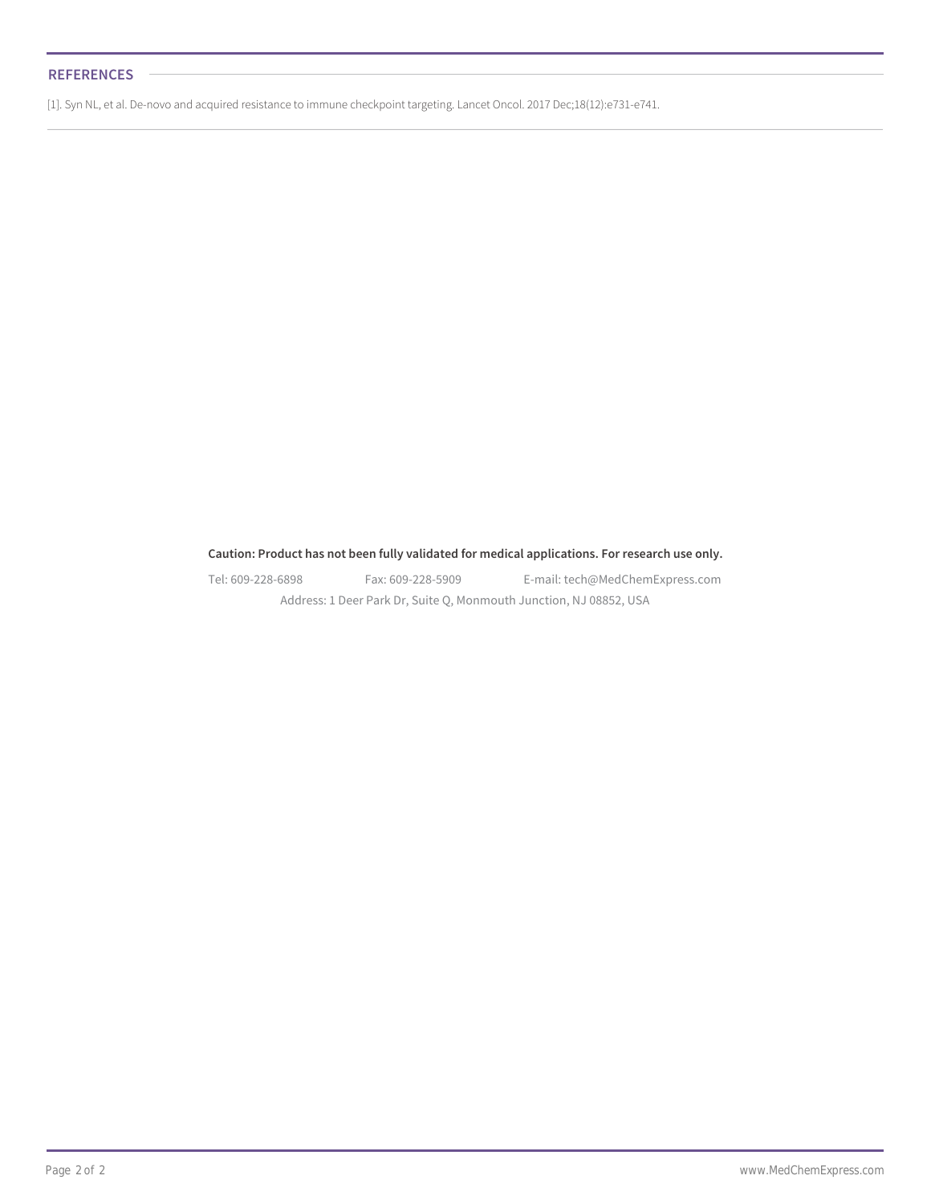## REFERENCES

[1]. Syn NL, et al. De-novo and acquired resistance to immune checkpoint targeting. Lancet Oncol. 2017 Dec;18(12):e731-e741.

**Caution: Product has not been fully validated for medical applications. For research use only.**

Tel: 609-228-6898 Fax: 609-228-5909 E-mail: tech@MedChemExpress.com

Address: 1 Deer Park Dr, Suite Q, Monmouth Junction, NJ 08852, USA